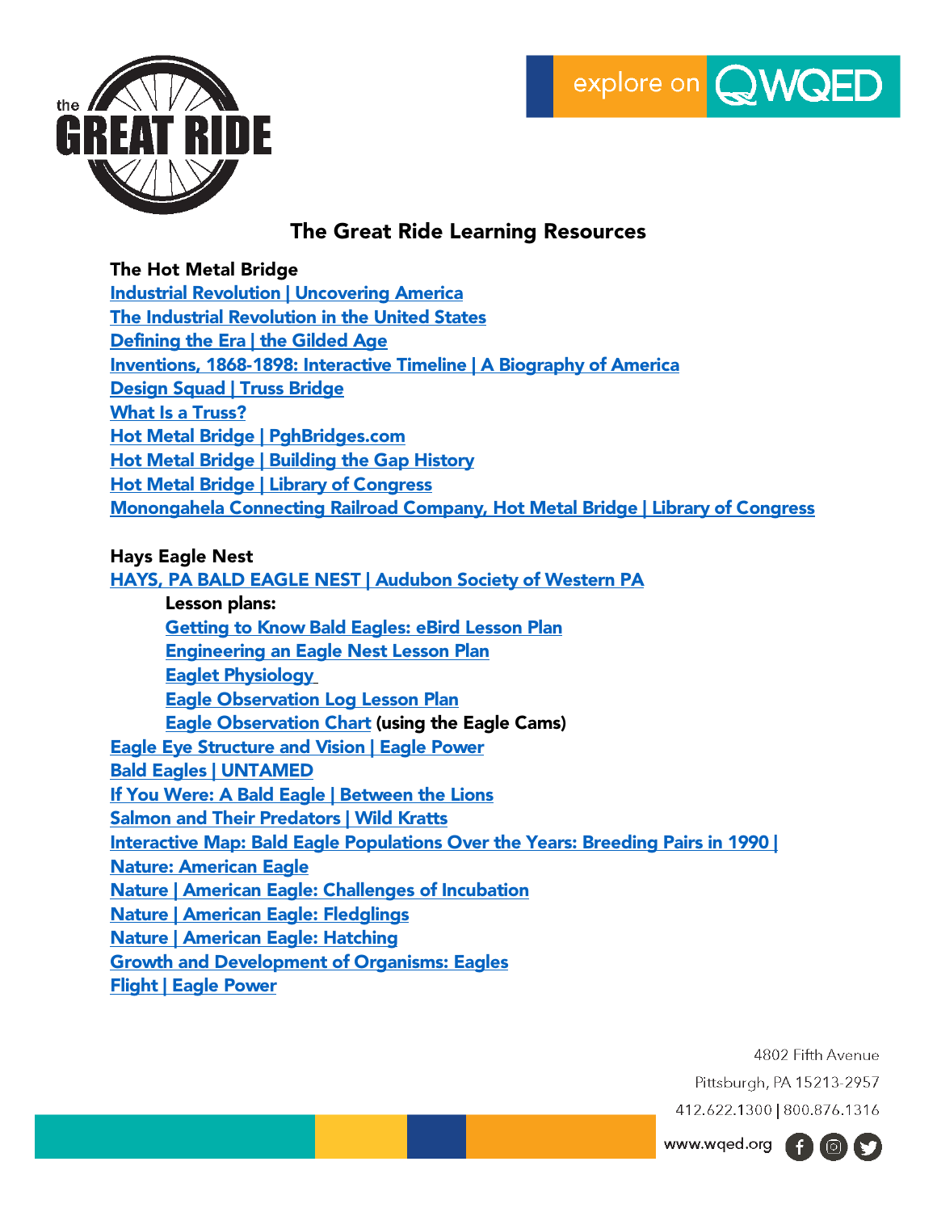# The Great Ride Learning Resources

## The Hot Metal Bridge

- Industrial Revolution | Uncovering America
- The Industrial Revolution in the United States
- Defining the Era | the Gilded Age
- Inventions, 1868-1898: Interactive Timeline | A Biography of America
- Design Squad | Truss Bridge
- What Is a Truss?
- Hot Metal Bridge | PghBridges.com
- Hot Metal Bridge | Building the Gap History
- Hot Metal Bridge | Library of Congress
- Monongahela Connecting Railroad Company, Hot Metal Bridge | Library of Congress

## Hays Eagle Nest

- HAYS, PA BALD EAGLE NEST | Audubon Society of Western PA
  - **Lesson plans:**
    - Getting to Know Bald Eagles: eBird Lesson Plan
    - Engineering an Eagle Nest Lesson Plan
    - Eaglet Physiology
    - Eagle Observation Log Lesson Plan
    - Eagle Observation Chart **(using the Eagle Cams)**
- Eagle Eye Structure and Vision | Eagle Power
- Bald Eagles | UNTAMED
- If You Were: A Bald Eagle | Between the Lions
- Salmon and Their Predators | Wild Kratts
- Interactive Map: Bald Eagle Populations Over the Years: Breeding Pairs in 1990 |
- Nature: American Eagle
- Nature | American Eagle: Challenges of Incubation
- Nature | American Eagle: Fledglings
- Nature | American Eagle: Hatching
- Growth and Development of Organisms: Eagles
- Flight | Eagle Power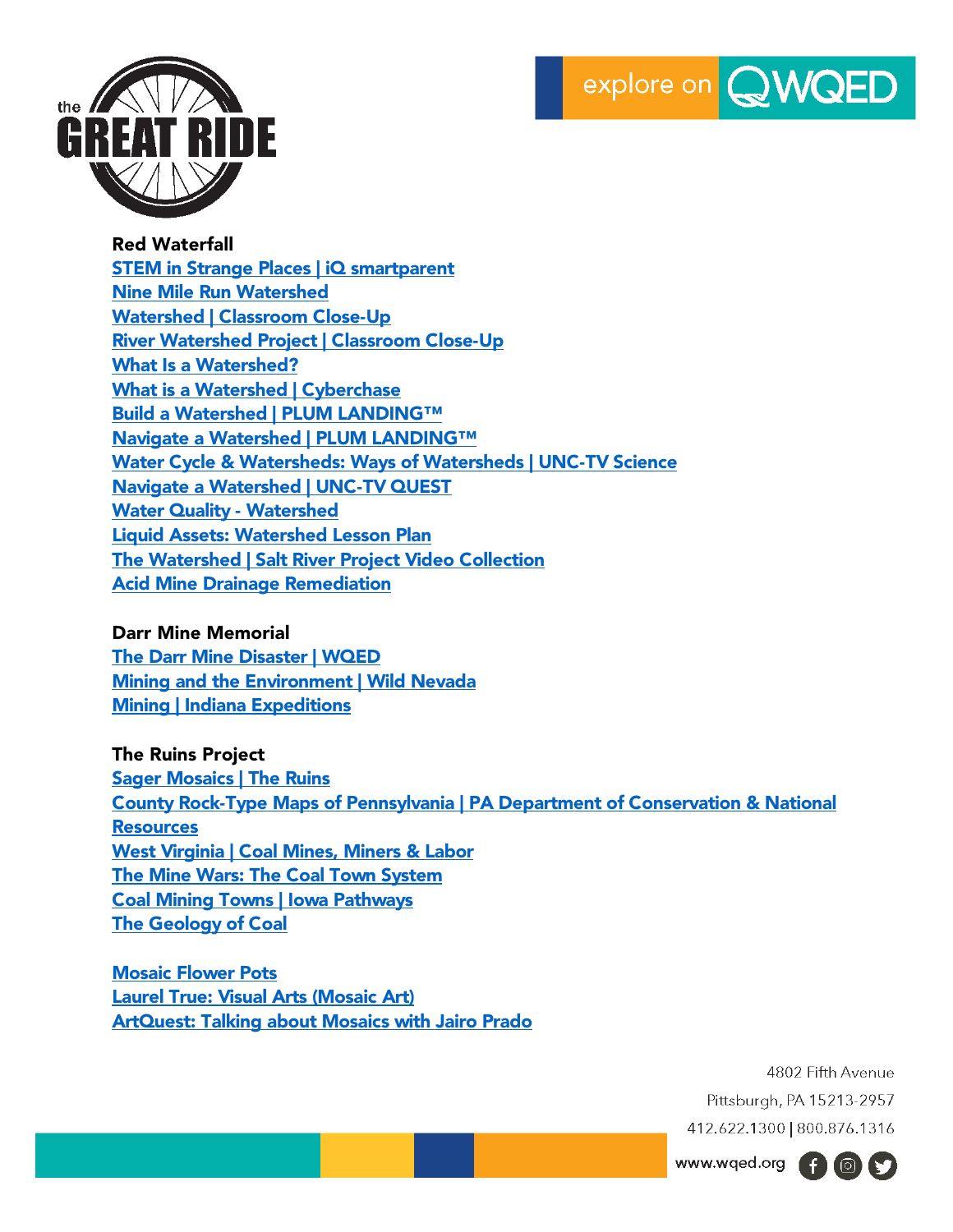**Red Waterfall**

STEM in Strange Places | iQ smartparent
Nine Mile Run Watershed
Watershed | Classroom Close-Up
River Watershed Project | Classroom Close-Up
What Is a Watershed?
What is a Watershed | Cyberchase
Build a Watershed | PLUM LANDING™
Navigate a Watershed | PLUM LANDING™
Water Cycle & Watersheds: Ways of Watersheds | UNC-TV Science
Navigate a Watershed | UNC-TV QUEST
Water Quality - Watershed
Liquid Assets: Watershed Lesson Plan
The Watershed | Salt River Project Video Collection
Acid Mine Drainage Remediation

**Darr Mine Memorial**

The Darr Mine Disaster | WQED
Mining and the Environment | Wild Nevada
Mining | Indiana Expeditions

**The Ruins Project**

Sager Mosaics | The Ruins
County Rock-Type Maps of Pennsylvania | PA Department of Conservation & National Resources
West Virginia | Coal Mines, Miners & Labor
The Mine Wars: The Coal Town System
Coal Mining Towns | Iowa Pathways
The Geology of Coal

Mosaic Flower Pots
Laurel True: Visual Arts (Mosaic Art)
ArtQuest: Talking about Mosaics with Jairo Prado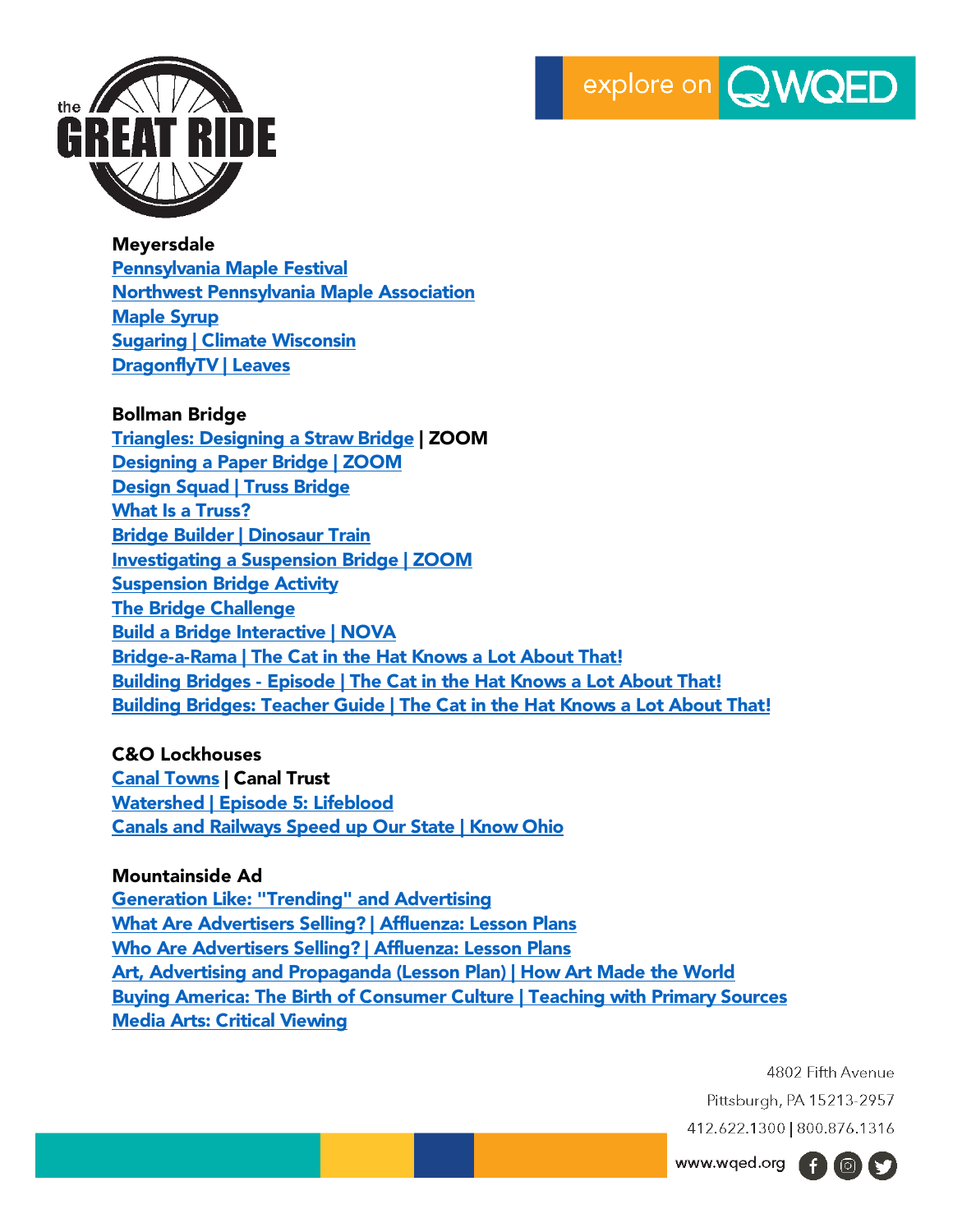**Meyersdale**

Pennsylvania Maple Festival
Northwest Pennsylvania Maple Association
Maple Syrup
Sugaring | Climate Wisconsin
DragonflyTV | Leaves

**Bollman Bridge**

Triangles: Designing a Straw Bridge | ZOOM
Designing a Paper Bridge | ZOOM
Design Squad | Truss Bridge
What Is a Truss?
Bridge Builder | Dinosaur Train
Investigating a Suspension Bridge | ZOOM
Suspension Bridge Activity
The Bridge Challenge
Build a Bridge Interactive | NOVA
Bridge-a-Rama | The Cat in the Hat Knows a Lot About That!
Building Bridges - Episode | The Cat in the Hat Knows a Lot About That!
Building Bridges: Teacher Guide | The Cat in the Hat Knows a Lot About That!

**C&O Lockhouses**

Canal Towns | Canal Trust
Watershed | Episode 5: Lifeblood
Canals and Railways Speed up Our State | Know Ohio

**Mountainside Ad**

Generation Like: "Trending" and Advertising
What Are Advertisers Selling? | Affluenza: Lesson Plans
Who Are Advertisers Selling? | Affluenza: Lesson Plans
Art, Advertising and Propaganda (Lesson Plan) | How Art Made the World
Buying America: The Birth of Consumer Culture | Teaching with Primary Sources
Media Arts: Critical Viewing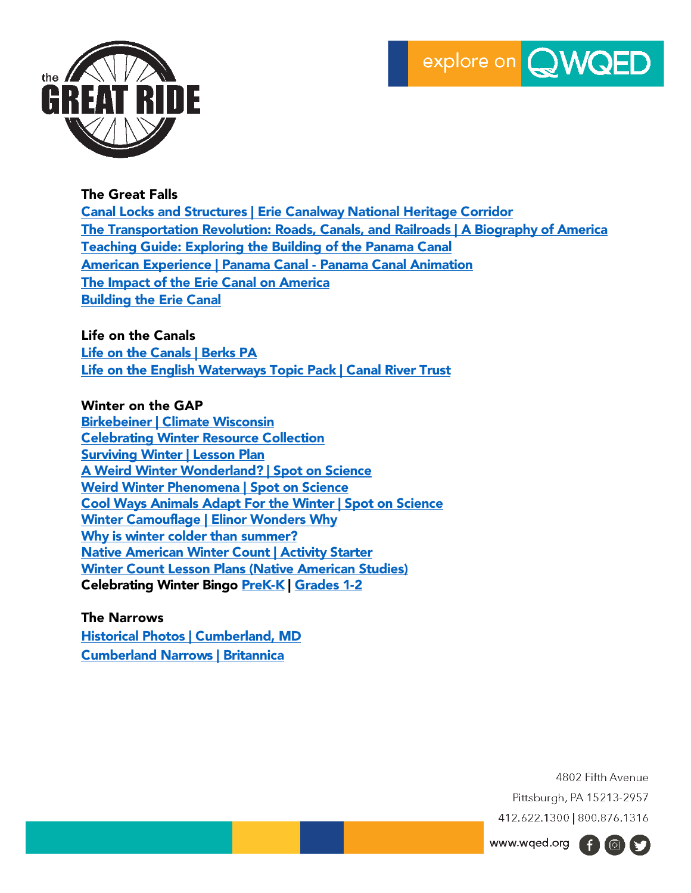### The Great Falls

[Canal Locks and Structures | Erie Canalway National Heritage Corridor]
[The Transportation Revolution: Roads, Canals, and Railroads | A Biography of America]
[Teaching Guide: Exploring the Building of the Panama Canal]
[American Experience | Panama Canal - Panama Canal Animation]
[The Impact of the Erie Canal on America]
[Building the Erie Canal]

### Life on the Canals

[Life on the Canals | Berks PA]
[Life on the English Waterways Topic Pack | Canal River Trust]

### Winter on the GAP

[Birkebeiner | Climate Wisconsin]
[Celebrating Winter Resource Collection]
[Surviving Winter | Lesson Plan]
[A Weird Winter Wonderland? | Spot on Science]
[Weird Winter Phenomena | Spot on Science]
[Cool Ways Animals Adapt For the Winter | Spot on Science]
[Winter Camouflage | Elinor Wonders Why]
[Why is winter colder than summer?]
[Native American Winter Count | Activity Starter]
[Winter Count Lesson Plans (Native American Studies)]
Celebrating Winter Bingo [PreK-K] | [Grades 1-2]

### The Narrows

[Historical Photos | Cumberland, MD]
[Cumberland Narrows | Britannica]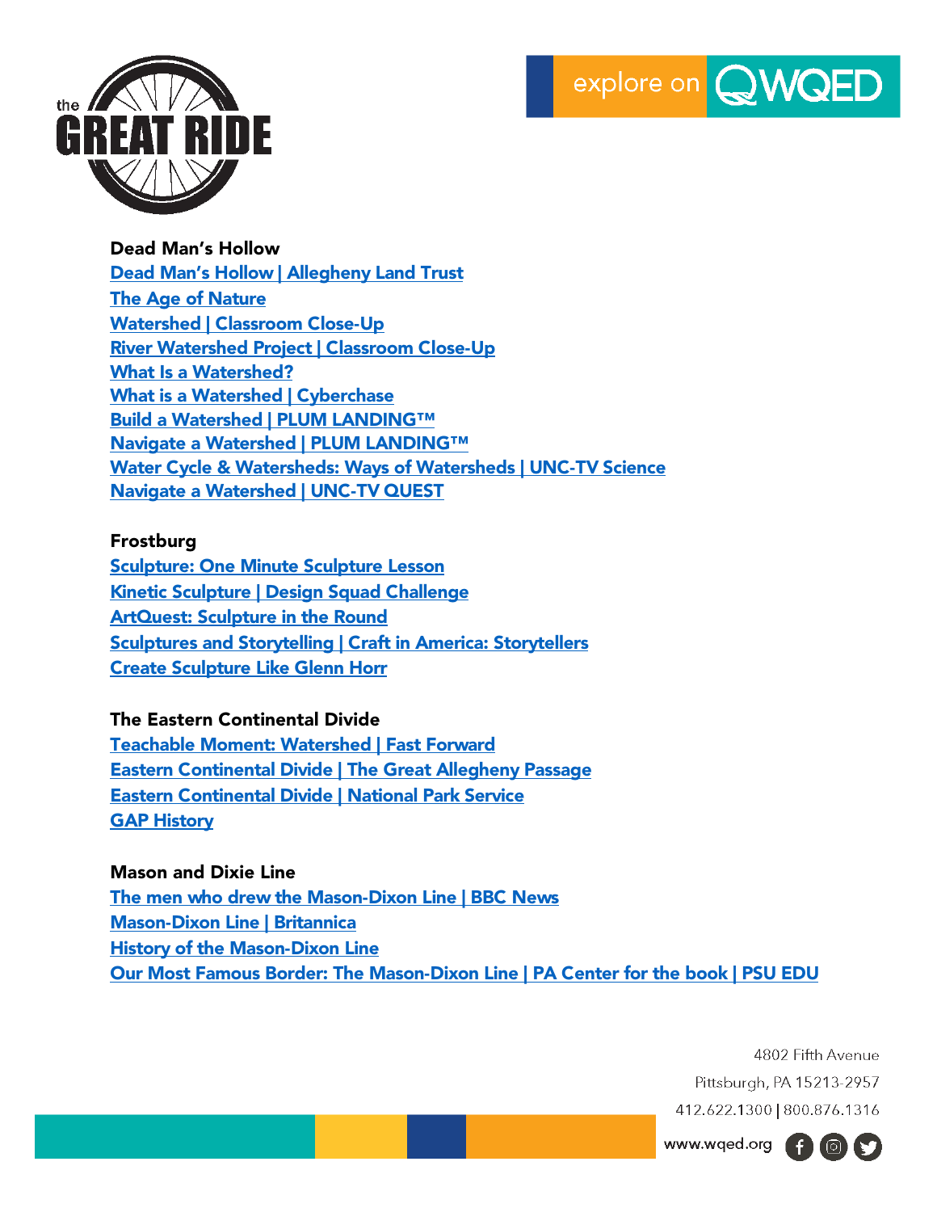## Dead Man's Hollow

Dead Man's Hollow | Allegheny Land Trust
The Age of Nature
Watershed | Classroom Close-Up
River Watershed Project | Classroom Close-Up
What Is a Watershed?
What is a Watershed | Cyberchase
Build a Watershed | PLUM LANDING™
Navigate a Watershed | PLUM LANDING™
Water Cycle & Watersheds: Ways of Watersheds | UNC-TV Science
Navigate a Watershed | UNC-TV QUEST

## Frostburg

Sculpture: One Minute Sculpture Lesson
Kinetic Sculpture | Design Squad Challenge
ArtQuest: Sculpture in the Round
Sculptures and Storytelling | Craft in America: Storytellers
Create Sculpture Like Glenn Horr

## The Eastern Continental Divide

Teachable Moment: Watershed | Fast Forward
Eastern Continental Divide | The Great Allegheny Passage
Eastern Continental Divide | National Park Service
GAP History

## Mason and Dixie Line

The men who drew the Mason-Dixon Line | BBC News
Mason-Dixon Line | Britannica
History of the Mason-Dixon Line
Our Most Famous Border: The Mason-Dixon Line | PA Center for the book | PSU EDU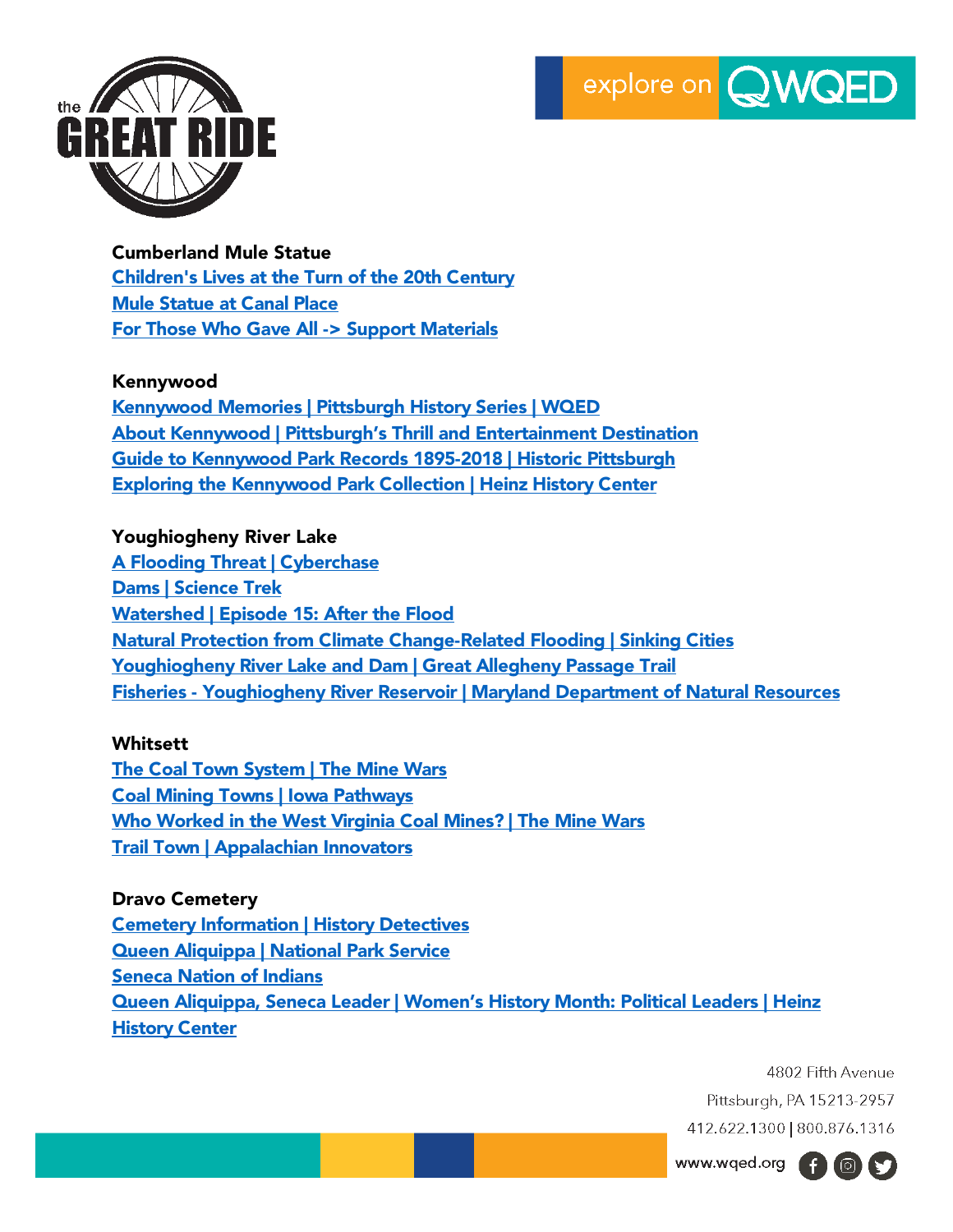**Cumberland Mule Statue**

Children's Lives at the Turn of the 20th Century
Mule Statue at Canal Place
For Those Who Gave All -> Support Materials

**Kennywood**

Kennywood Memories | Pittsburgh History Series | WQED
About Kennywood | Pittsburgh's Thrill and Entertainment Destination
Guide to Kennywood Park Records 1895-2018 | Historic Pittsburgh
Exploring the Kennywood Park Collection | Heinz History Center

**Youghiogheny River Lake**

A Flooding Threat | Cyberchase
Dams | Science Trek
Watershed | Episode 15: After the Flood
Natural Protection from Climate Change-Related Flooding | Sinking Cities
Youghiogheny River Lake and Dam | Great Allegheny Passage Trail
Fisheries - Youghiogheny River Reservoir | Maryland Department of Natural Resources

**Whitsett**

The Coal Town System | The Mine Wars
Coal Mining Towns | Iowa Pathways
Who Worked in the West Virginia Coal Mines? | The Mine Wars
Trail Town | Appalachian Innovators

**Dravo Cemetery**

Cemetery Information | History Detectives
Queen Aliquippa | National Park Service
Seneca Nation of Indians
Queen Aliquippa, Seneca Leader | Women's History Month: Political Leaders | Heinz History Center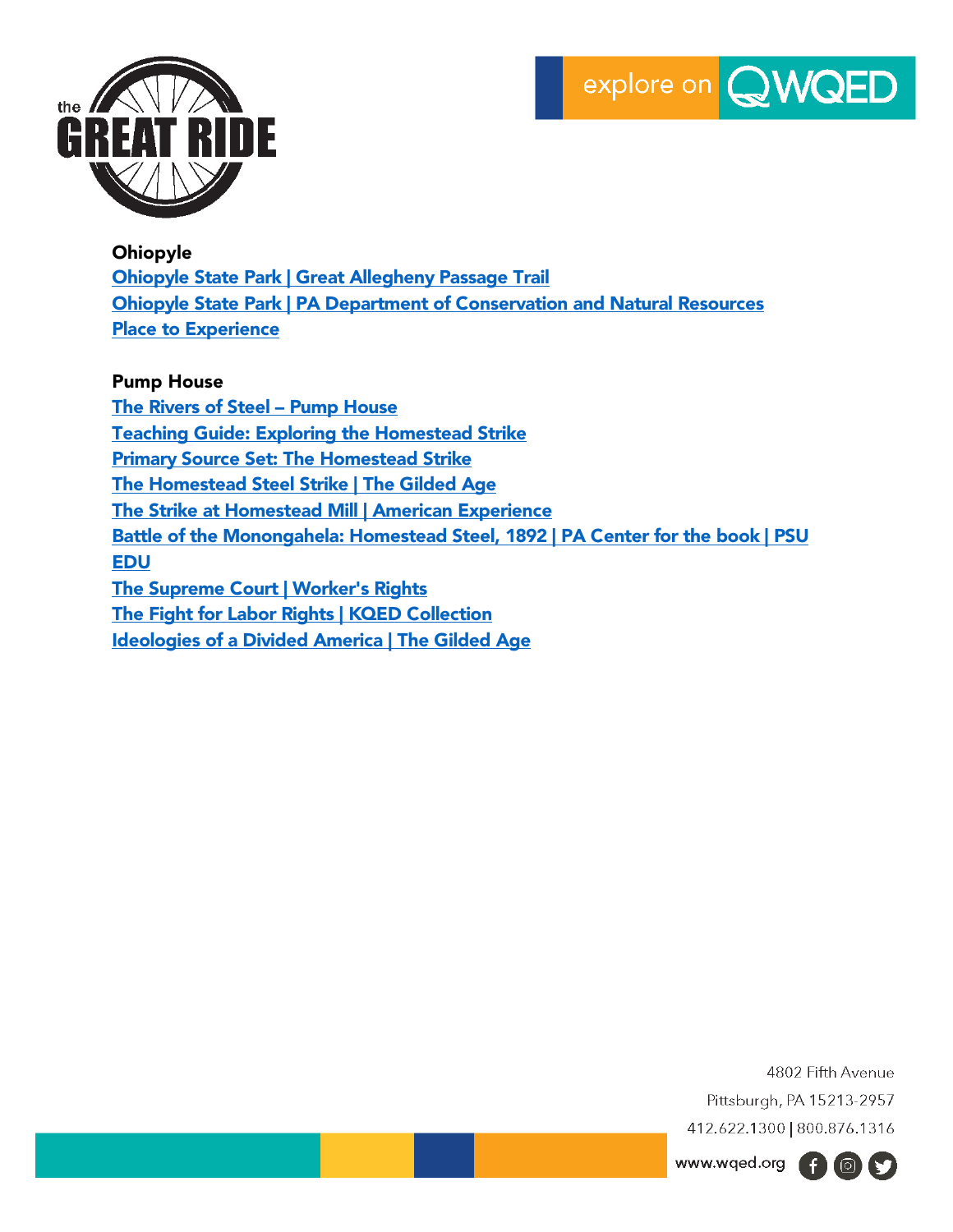**Ohiopyle**

Ohiopyle State Park | Great Allegheny Passage Trail

Ohiopyle State Park | PA Department of Conservation and Natural Resources

Place to Experience

**Pump House**

The Rivers of Steel – Pump House

Teaching Guide: Exploring the Homestead Strike

Primary Source Set: The Homestead Strike

The Homestead Steel Strike | The Gilded Age

The Strike at Homestead Mill | American Experience

Battle of the Monongahela: Homestead Steel, 1892 | PA Center for the book | PSU EDU

The Supreme Court | Worker's Rights

The Fight for Labor Rights | KQED Collection

Ideologies of a Divided America | The Gilded Age